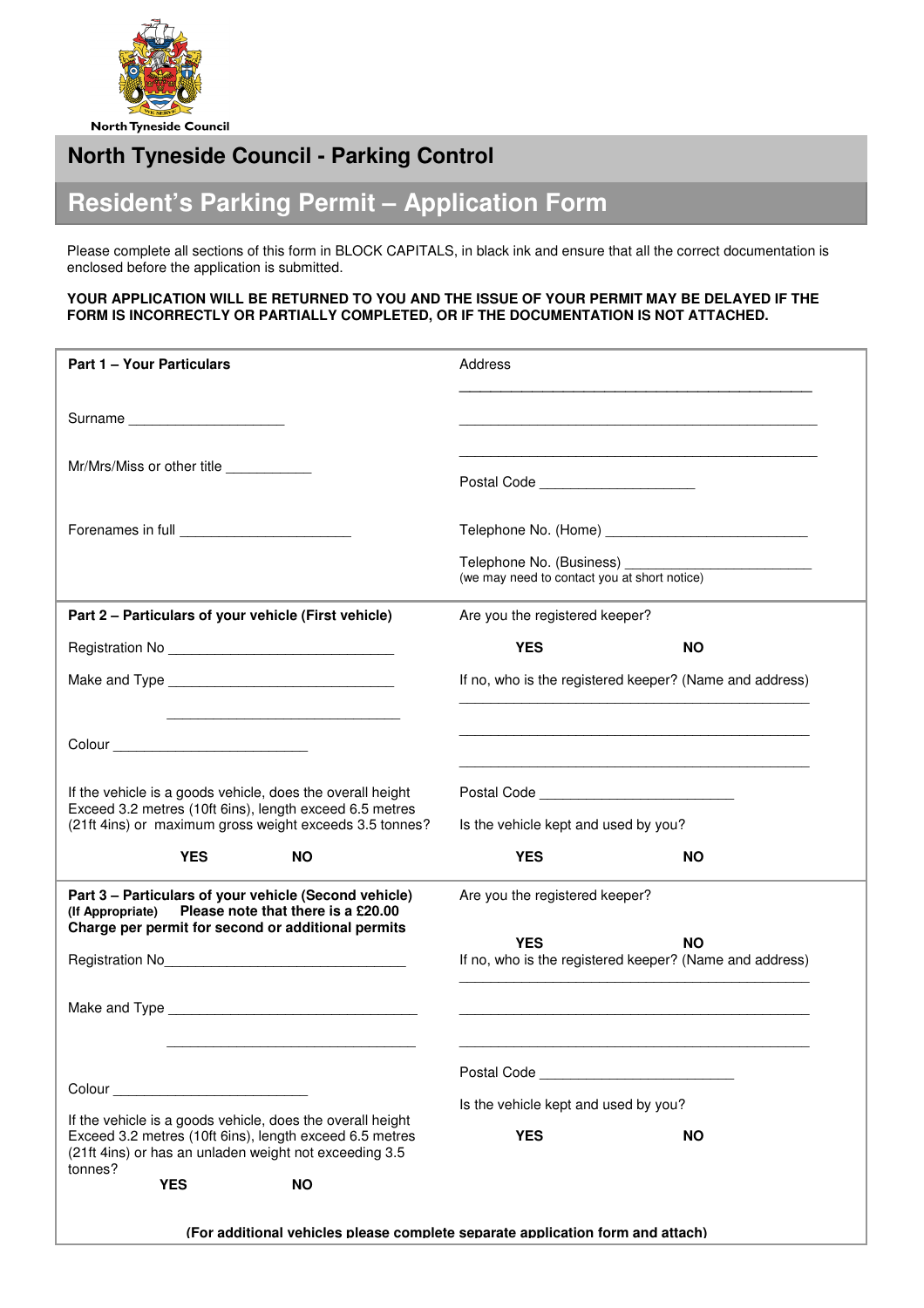North Tyneside Council

## North Tyneside Council - Parking Control

# Resident's Parking Permit – Application Form

Please complete all sections of this form in BLOCK CAPITALS, in black ink and ensure that all the correct documentation is enclosed before the application is submitted.

**YOUR APPLICATION WILL BE RETURNED TO YOU AND THE ISSUE OF YOUR PERMIT MAY BE DELAYED IF THE FORM IS INCORRECTLY OR PARTIALLY COMPLETED, OR IF THE DOCUMENTATION IS NOT ATTACHED.**

**Part 1 – Your Particulars**

Surname ____________________

Mr/Mrs/Miss or other title ___________

Forenames in full ______________________

Address

______________________________________________

______________________________________________

______________________________________________

Postal Code ____________________

Telephone No. (Home) __________________________

Telephone No. (Business) ________________________
(we may need to contact you at short notice)

**Part 2 – Particulars of your vehicle (First vehicle)**

Registration No ____________________________

Make and Type ____________________________

______________________________

Colour _________________________

If the vehicle is a goods vehicle, does the overall height Exceed 3.2 metres (10ft 6ins), length exceed 6.5 metres (21ft 4ins) or maximum gross weight exceeds 3.5 tonnes?

**YES** **NO**

Are you the registered keeper?

**YES** **NO**

If no, who is the registered keeper? (Name and address)

______________________________________________

______________________________________________

______________________________________________

Postal Code _________________________

Is the vehicle kept and used by you?

**YES** **NO**

**Part 3 – Particulars of your vehicle (Second vehicle)**
**(If Appropriate) Please note that there is a £20.00 Charge per permit for second or additional permits**

Registration No_______________________________

Make and Type ________________________________

________________________________

Colour _________________________

If the vehicle is a goods vehicle, does the overall height Exceed 3.2 metres (10ft 6ins), length exceed 6.5 metres (21ft 4ins) or has an unladen weight not exceeding 3.5 tonnes?

**YES** **NO**

Are you the registered keeper?

**YES** **NO**

If no, who is the registered keeper? (Name and address)

______________________________________________

______________________________________________

______________________________________________

Postal Code _________________________

Is the vehicle kept and used by you?

**YES** **NO**

**(For additional vehicles please complete separate application form and attach)**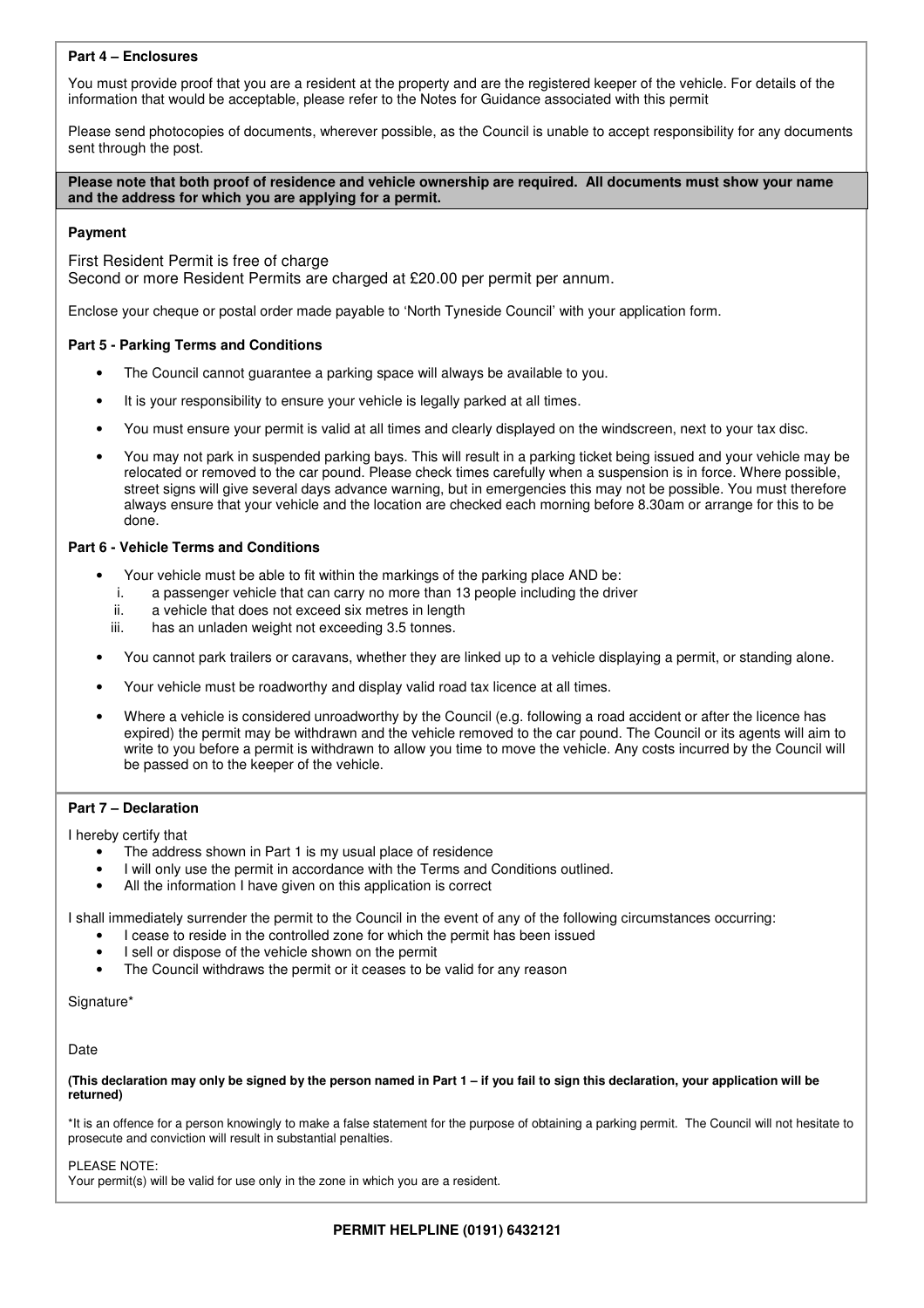**Part 4 – Enclosures**

You must provide proof that you are a resident at the property and are the registered keeper of the vehicle. For details of the information that would be acceptable, please refer to the Notes for Guidance associated with this permit

Please send photocopies of documents, wherever possible, as the Council is unable to accept responsibility for any documents sent through the post.

**Please note that both proof of residence and vehicle ownership are required. All documents must show your name and the address for which you are applying for a permit.**

**Payment**

First Resident Permit is free of charge
Second or more Resident Permits are charged at £20.00 per permit per annum.

Enclose your cheque or postal order made payable to 'North Tyneside Council' with your application form.

**Part 5 - Parking Terms and Conditions**

- The Council cannot guarantee a parking space will always be available to you.
- It is your responsibility to ensure your vehicle is legally parked at all times.
- You must ensure your permit is valid at all times and clearly displayed on the windscreen, next to your tax disc.
- You may not park in suspended parking bays. This will result in a parking ticket being issued and your vehicle may be relocated or removed to the car pound. Please check times carefully when a suspension is in force. Where possible, street signs will give several days advance warning, but in emergencies this may not be possible. You must therefore always ensure that your vehicle and the location are checked each morning before 8.30am or arrange for this to be done.

**Part 6 - Vehicle Terms and Conditions**

- Your vehicle must be able to fit within the markings of the parking place AND be:
  - i. a passenger vehicle that can carry no more than 13 people including the driver
  - ii. a vehicle that does not exceed six metres in length
  - iii. has an unladen weight not exceeding 3.5 tonnes.
- You cannot park trailers or caravans, whether they are linked up to a vehicle displaying a permit, or standing alone.
- Your vehicle must be roadworthy and display valid road tax licence at all times.
- Where a vehicle is considered unroadworthy by the Council (e.g. following a road accident or after the licence has expired) the permit may be withdrawn and the vehicle removed to the car pound. The Council or its agents will aim to write to you before a permit is withdrawn to allow you time to move the vehicle. Any costs incurred by the Council will be passed on to the keeper of the vehicle.

**Part 7 – Declaration**

I hereby certify that

- The address shown in Part 1 is my usual place of residence
- I will only use the permit in accordance with the Terms and Conditions outlined.
- All the information I have given on this application is correct

I shall immediately surrender the permit to the Council in the event of any of the following circumstances occurring:

- I cease to reside in the controlled zone for which the permit has been issued
- I sell or dispose of the vehicle shown on the permit
- The Council withdraws the permit or it ceases to be valid for any reason

Signature*

Date

**(This declaration may only be signed by the person named in Part 1 – if you fail to sign this declaration, your application will be returned)**

*It is an offence for a person knowingly to make a false statement for the purpose of obtaining a parking permit. The Council will not hesitate to prosecute and conviction will result in substantial penalties.

PLEASE NOTE:
Your permit(s) will be valid for use only in the zone in which you are a resident.

**PERMIT HELPLINE (0191) 6432121**